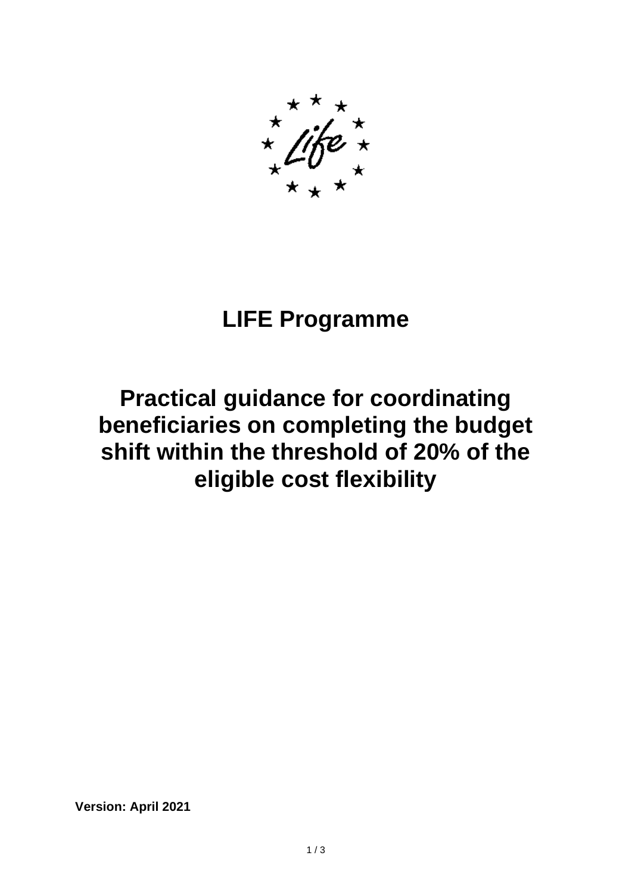# LIFE Programme

# Practical guidance for coordinating beneficiaries on completing the budget shift within the threshold of 20% of the eligible cost flexibility

**Version: April 2021**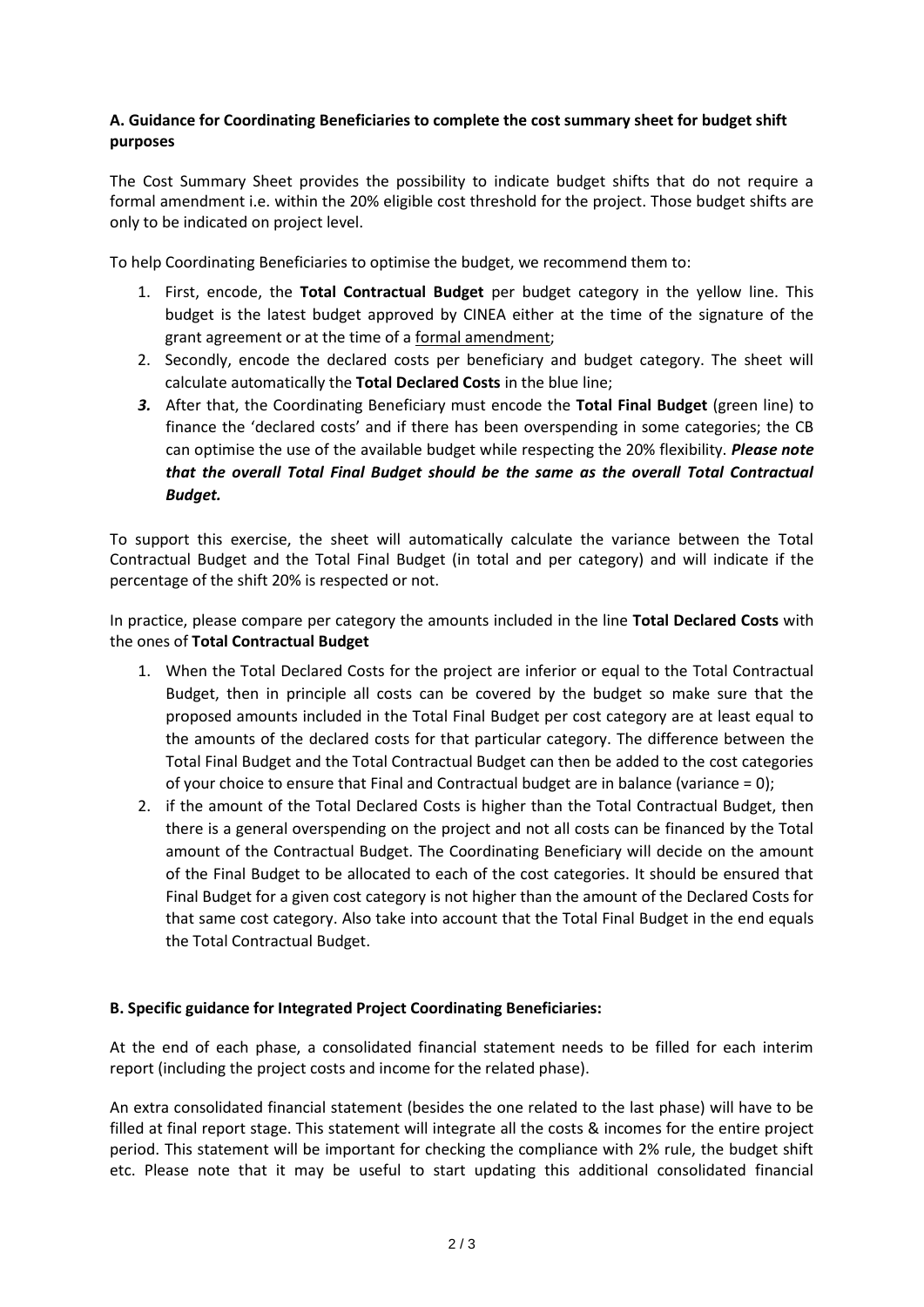**A. Guidance for Coordinating Beneficiaries to complete the cost summary sheet for budget shift purposes**

The Cost Summary Sheet provides the possibility to indicate budget shifts that do not require a formal amendment i.e. within the 20% eligible cost threshold for the project. Those budget shifts are only to be indicated on project level.

To help Coordinating Beneficiaries to optimise the budget, we recommend them to:

1. First, encode, the **Total Contractual Budget** per budget category in the yellow line. This budget is the latest budget approved by CINEA either at the time of the signature of the grant agreement or at the time of a formal amendment;
2. Secondly, encode the declared costs per beneficiary and budget category. The sheet will calculate automatically the **Total Declared Costs** in the blue line;
3. After that, the Coordinating Beneficiary must encode the **Total Final Budget** (green line) to finance the 'declared costs' and if there has been overspending in some categories; the CB can optimise the use of the available budget while respecting the 20% flexibility. ***Please note that the overall Total Final Budget should be the same as the overall Total Contractual Budget.***

To support this exercise, the sheet will automatically calculate the variance between the Total Contractual Budget and the Total Final Budget (in total and per category) and will indicate if the percentage of the shift 20% is respected or not.

In practice, please compare per category the amounts included in the line **Total Declared Costs** with the ones of **Total Contractual Budget**

1. When the Total Declared Costs for the project are inferior or equal to the Total Contractual Budget, then in principle all costs can be covered by the budget so make sure that the proposed amounts included in the Total Final Budget per cost category are at least equal to the amounts of the declared costs for that particular category. The difference between the Total Final Budget and the Total Contractual Budget can then be added to the cost categories of your choice to ensure that Final and Contractual budget are in balance (variance = 0);
2. if the amount of the Total Declared Costs is higher than the Total Contractual Budget, then there is a general overspending on the project and not all costs can be financed by the Total amount of the Contractual Budget. The Coordinating Beneficiary will decide on the amount of the Final Budget to be allocated to each of the cost categories. It should be ensured that Final Budget for a given cost category is not higher than the amount of the Declared Costs for that same cost category. Also take into account that the Total Final Budget in the end equals the Total Contractual Budget.

**B. Specific guidance for Integrated Project Coordinating Beneficiaries:**

At the end of each phase, a consolidated financial statement needs to be filled for each interim report (including the project costs and income for the related phase).

An extra consolidated financial statement (besides the one related to the last phase) will have to be filled at final report stage. This statement will integrate all the costs & incomes for the entire project period. This statement will be important for checking the compliance with 2% rule, the budget shift etc. Please note that it may be useful to start updating this additional consolidated financial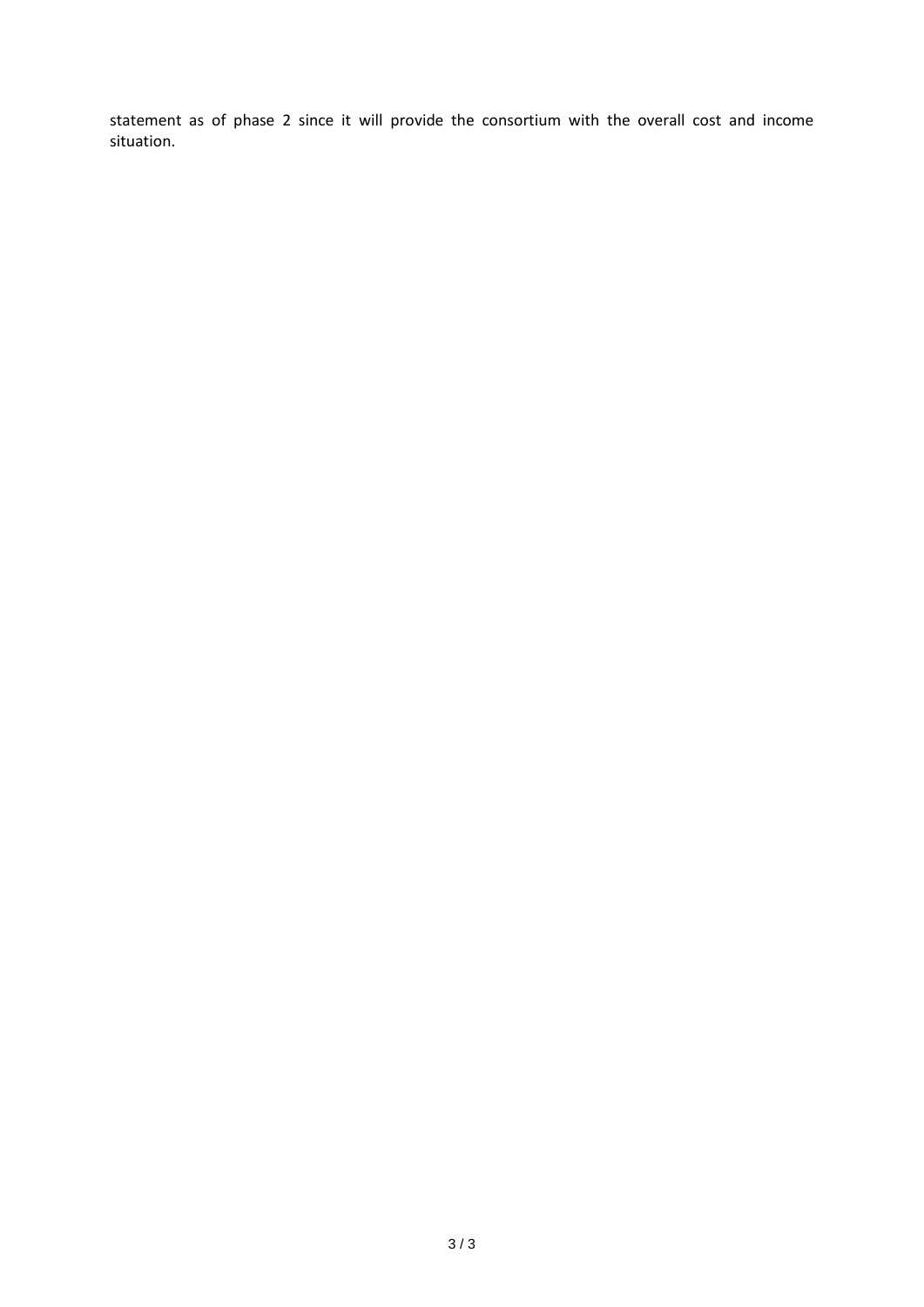statement as of phase 2 since it will provide the consortium with the overall cost and income situation.